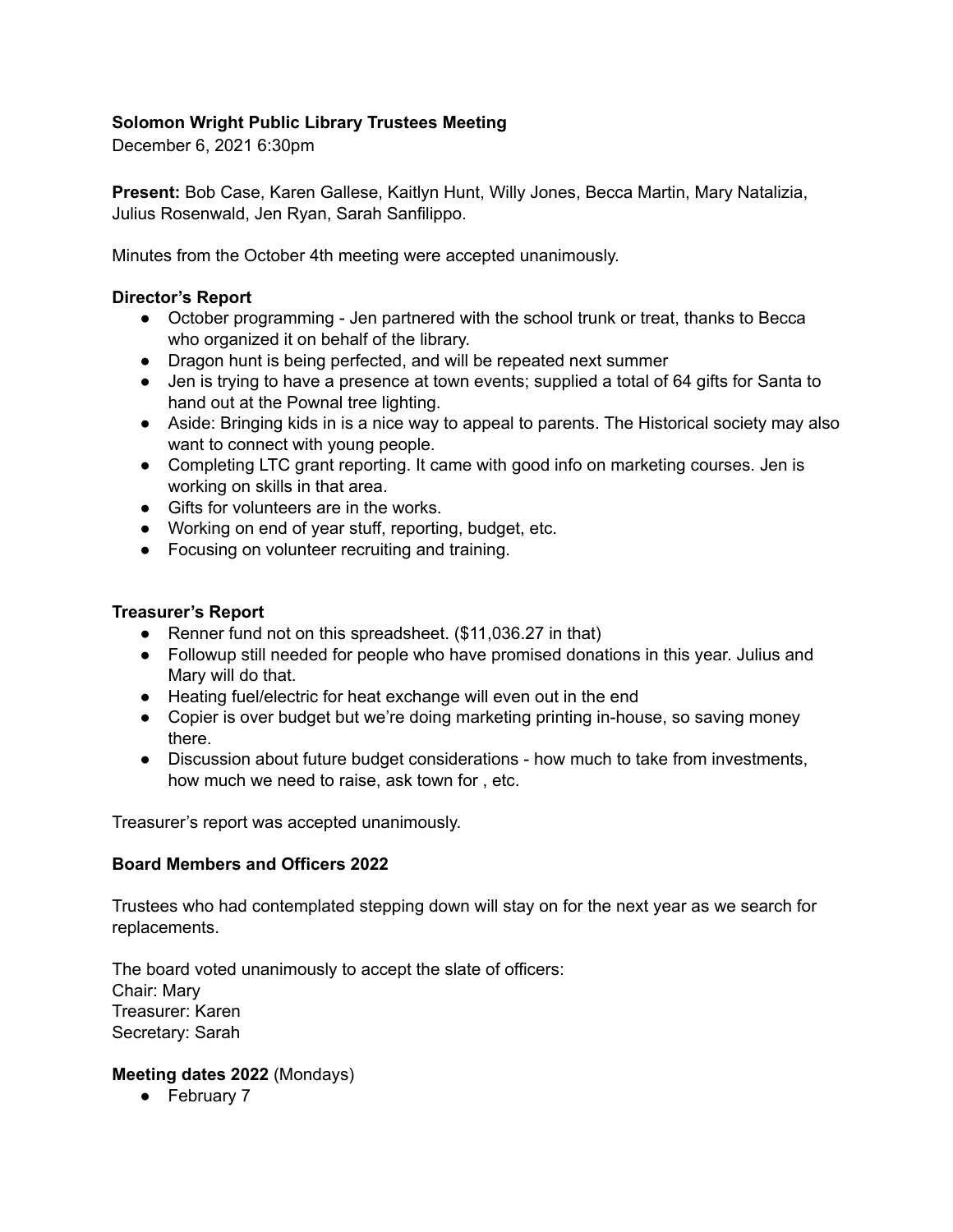**Solomon Wright Public Library Trustees Meeting**

December 6, 2021 6:30pm

**Present:** Bob Case, Karen Gallese, Kaitlyn Hunt, Willy Jones, Becca Martin, Mary Natalizia, Julius Rosenwald, Jen Ryan, Sarah Sanfilippo.

Minutes from the October 4th meeting were accepted unanimously.

**Director's Report**

- October programming - Jen partnered with the school trunk or treat, thanks to Becca who organized it on behalf of the library.
- Dragon hunt is being perfected, and will be repeated next summer
- Jen is trying to have a presence at town events; supplied a total of 64 gifts for Santa to hand out at the Pownal tree lighting.
- Aside: Bringing kids in is a nice way to appeal to parents. The Historical society may also want to connect with young people.
- Completing LTC grant reporting. It came with good info on marketing courses. Jen is working on skills in that area.
- Gifts for volunteers are in the works.
- Working on end of year stuff, reporting, budget, etc.
- Focusing on volunteer recruiting and training.

**Treasurer's Report**

- Renner fund not on this spreadsheet. ($11,036.27 in that)
- Followup still needed for people who have promised donations in this year. Julius and Mary will do that.
- Heating fuel/electric for heat exchange will even out in the end
- Copier is over budget but we're doing marketing printing in-house, so saving money there.
- Discussion about future budget considerations - how much to take from investments, how much we need to raise, ask town for , etc.

Treasurer's report was accepted unanimously.

**Board Members and Officers 2022**

Trustees who had contemplated stepping down will stay on for the next year as we search for replacements.

The board voted unanimously to accept the slate of officers:
Chair: Mary
Treasurer: Karen
Secretary: Sarah

**Meeting dates 2022** (Mondays)

- February 7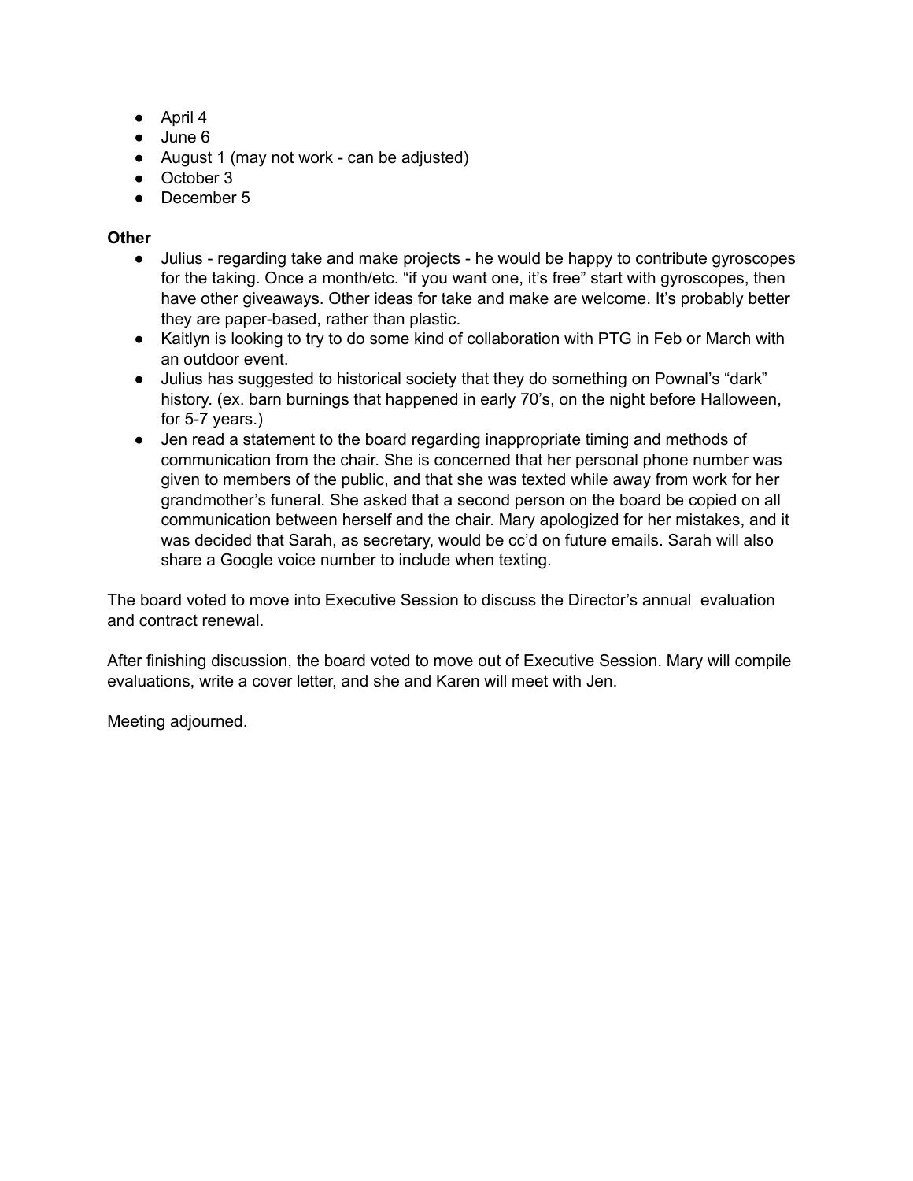- April 4
- June 6
- August 1 (may not work - can be adjusted)
- October 3
- December 5

**Other**

- Julius - regarding take and make projects - he would be happy to contribute gyroscopes for the taking. Once a month/etc. "if you want one, it's free" start with gyroscopes, then have other giveaways. Other ideas for take and make are welcome. It's probably better they are paper-based, rather than plastic.
- Kaitlyn is looking to try to do some kind of collaboration with PTG in Feb or March with an outdoor event.
- Julius has suggested to historical society that they do something on Pownal's "dark" history. (ex. barn burnings that happened in early 70's, on the night before Halloween, for 5-7 years.)
- Jen read a statement to the board regarding inappropriate timing and methods of communication from the chair. She is concerned that her personal phone number was given to members of the public, and that she was texted while away from work for her grandmother's funeral. She asked that a second person on the board be copied on all communication between herself and the chair. Mary apologized for her mistakes, and it was decided that Sarah, as secretary, would be cc'd on future emails. Sarah will also share a Google voice number to include when texting.

The board voted to move into Executive Session to discuss the Director's annual evaluation and contract renewal.

After finishing discussion, the board voted to move out of Executive Session. Mary will compile evaluations, write a cover letter, and she and Karen will meet with Jen.

Meeting adjourned.